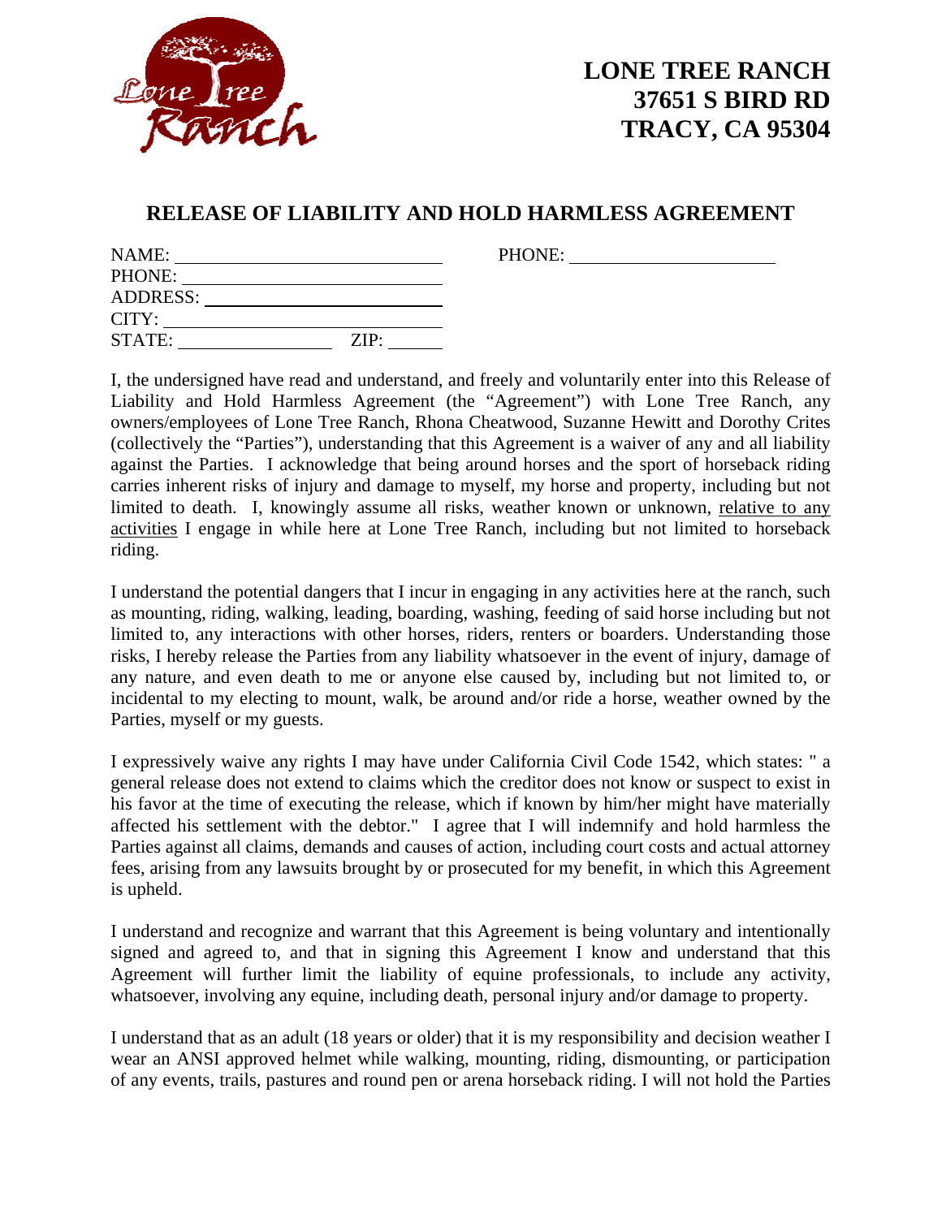# LONE TREE RANCH
# 37651 S BIRD RD
# TRACY, CA 95304

## RELEASE OF LIABILITY AND HOLD HARMLESS AGREEMENT

NAME: ______________________________ PHONE: ______________________

PHONE: ______________________________

ADDRESS: ____________________________

CITY: _______________________________

STATE: _______________ ZIP: ______

I, the undersigned have read and understand, and freely and voluntarily enter into this Release of Liability and Hold Harmless Agreement (the "Agreement") with Lone Tree Ranch, any owners/employees of Lone Tree Ranch, Rhona Cheatwood, Suzanne Hewitt and Dorothy Crites (collectively the "Parties"), understanding that this Agreement is a waiver of any and all liability against the Parties. I acknowledge that being around horses and the sport of horseback riding carries inherent risks of injury and damage to myself, my horse and property, including but not limited to death. I, knowingly assume all risks, weather known or unknown, relative to any activities I engage in while here at Lone Tree Ranch, including but not limited to horseback riding.

I understand the potential dangers that I incur in engaging in any activities here at the ranch, such as mounting, riding, walking, leading, boarding, washing, feeding of said horse including but not limited to, any interactions with other horses, riders, renters or boarders. Understanding those risks, I hereby release the Parties from any liability whatsoever in the event of injury, damage of any nature, and even death to me or anyone else caused by, including but not limited to, or incidental to my electing to mount, walk, be around and/or ride a horse, weather owned by the Parties, myself or my guests.

I expressively waive any rights I may have under California Civil Code 1542, which states: " a general release does not extend to claims which the creditor does not know or suspect to exist in his favor at the time of executing the release, which if known by him/her might have materially affected his settlement with the debtor." I agree that I will indemnify and hold harmless the Parties against all claims, demands and causes of action, including court costs and actual attorney fees, arising from any lawsuits brought by or prosecuted for my benefit, in which this Agreement is upheld.

I understand and recognize and warrant that this Agreement is being voluntary and intentionally signed and agreed to, and that in signing this Agreement I know and understand that this Agreement will further limit the liability of equine professionals, to include any activity, whatsoever, involving any equine, including death, personal injury and/or damage to property.

I understand that as an adult (18 years or older) that it is my responsibility and decision weather I wear an ANSI approved helmet while walking, mounting, riding, dismounting, or participation of any events, trails, pastures and round pen or arena horseback riding. I will not hold the Parties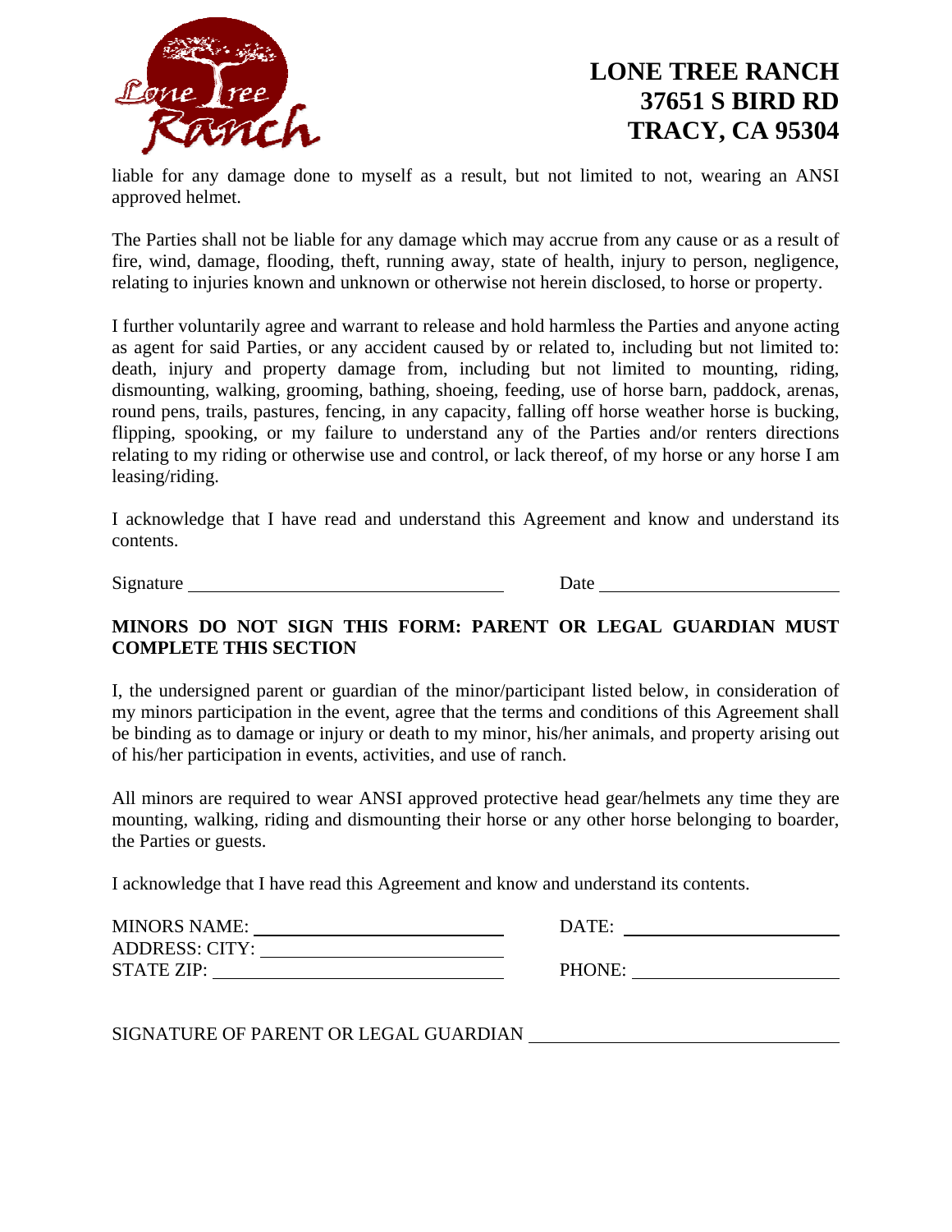# LONE TREE RANCH
# 37651 S BIRD RD
# TRACY, CA 95304

liable for any damage done to myself as a result, but not limited to not, wearing an ANSI approved helmet.

The Parties shall not be liable for any damage which may accrue from any cause or as a result of fire, wind, damage, flooding, theft, running away, state of health, injury to person, negligence, relating to injuries known and unknown or otherwise not herein disclosed, to horse or property.

I further voluntarily agree and warrant to release and hold harmless the Parties and anyone acting as agent for said Parties, or any accident caused by or related to, including but not limited to: death, injury and property damage from, including but not limited to mounting, riding, dismounting, walking, grooming, bathing, shoeing, feeding, use of horse barn, paddock, arenas, round pens, trails, pastures, fencing, in any capacity, falling off horse weather horse is bucking, flipping, spooking, or my failure to understand any of the Parties and/or renters directions relating to my riding or otherwise use and control, or lack thereof, of my horse or any horse I am leasing/riding.

I acknowledge that I have read and understand this Agreement and know and understand its contents.

Signature ______________________________ Date ______________________

**MINORS DO NOT SIGN THIS FORM: PARENT OR LEGAL GUARDIAN MUST COMPLETE THIS SECTION**

I, the undersigned parent or guardian of the minor/participant listed below, in consideration of my minors participation in the event, agree that the terms and conditions of this Agreement shall be binding as to damage or injury or death to my minor, his/her animals, and property arising out of his/her participation in events, activities, and use of ranch.

All minors are required to wear ANSI approved protective head gear/helmets any time they are mounting, walking, riding and dismounting their horse or any other horse belonging to boarder, the Parties or guests.

I acknowledge that I have read this Agreement and know and understand its contents.

MINORS NAME: ______________________________ DATE: ______________________

ADDRESS: CITY: ______________________________

STATE ZIP: ______________________________ PHONE: ______________________

SIGNATURE OF PARENT OR LEGAL GUARDIAN ______________________________